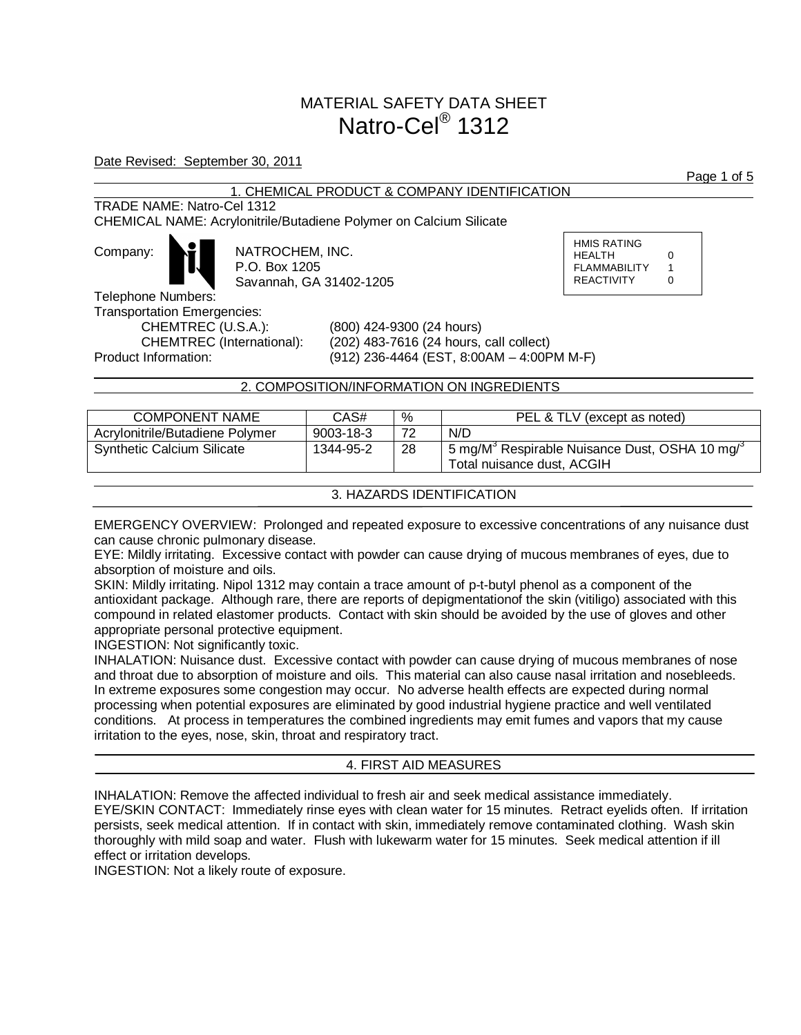# MATERIAL SAFETY DATA SHEET
# Natro-Cel® 1312

Date Revised: September 30, 2011

## 1. CHEMICAL PRODUCT & COMPANY IDENTIFICATION

TRADE NAME: Natro-Cel 1312

CHEMICAL NAME: Acrylonitrile/Butadiene Polymer on Calcium Silicate

Company: NATROCHEM, INC.
P.O. Box 1205
Savannah, GA 31402-1205

| HMIS RATING | |
|---|---|
| HEALTH | 0 |
| FLAMMABILITY | 1 |
| REACTIVITY | 0 |

Telephone Numbers:

Transportation Emergencies:

CHEMTREC (U.S.A.): (800) 424-9300 (24 hours)

CHEMTREC (International): (202) 483-7616 (24 hours, call collect)

Product Information: (912) 236-4464 (EST, 8:00AM – 4:00PM M-F)

## 2. COMPOSITION/INFORMATION ON INGREDIENTS

| COMPONENT NAME | CAS# | % | PEL & TLV (except as noted) |
|---|---|---|---|
| Acrylonitrile/Butadiene Polymer | 9003-18-3 | 72 | N/D |
| Synthetic Calcium Silicate | 1344-95-2 | 28 | 5 mg/M$^3$ Respirable Nuisance Dust, OSHA 10 mg/$^3$ Total nuisance dust, ACGIH |

## 3. HAZARDS IDENTIFICATION

EMERGENCY OVERVIEW: Prolonged and repeated exposure to excessive concentrations of any nuisance dust can cause chronic pulmonary disease.

EYE: Mildly irritating. Excessive contact with powder can cause drying of mucous membranes of eyes, due to absorption of moisture and oils.

SKIN: Mildly irritating. Nipol 1312 may contain a trace amount of p-t-butyl phenol as a component of the antioxidant package. Although rare, there are reports of depigmentationof the skin (vitiligo) associated with this compound in related elastomer products. Contact with skin should be avoided by the use of gloves and other appropriate personal protective equipment.

INGESTION: Not significantly toxic.

INHALATION: Nuisance dust. Excessive contact with powder can cause drying of mucous membranes of nose and throat due to absorption of moisture and oils. This material can also cause nasal irritation and nosebleeds. In extreme exposures some congestion may occur. No adverse health effects are expected during normal processing when potential exposures are eliminated by good industrial hygiene practice and well ventilated conditions. At process in temperatures the combined ingredients may emit fumes and vapors that my cause irritation to the eyes, nose, skin, throat and respiratory tract.

## 4. FIRST AID MEASURES

INHALATION: Remove the affected individual to fresh air and seek medical assistance immediately.

EYE/SKIN CONTACT: Immediately rinse eyes with clean water for 15 minutes. Retract eyelids often. If irritation persists, seek medical attention. If in contact with skin, immediately remove contaminated clothing. Wash skin thoroughly with mild soap and water. Flush with lukewarm water for 15 minutes. Seek medical attention if ill effect or irritation develops.

INGESTION: Not a likely route of exposure.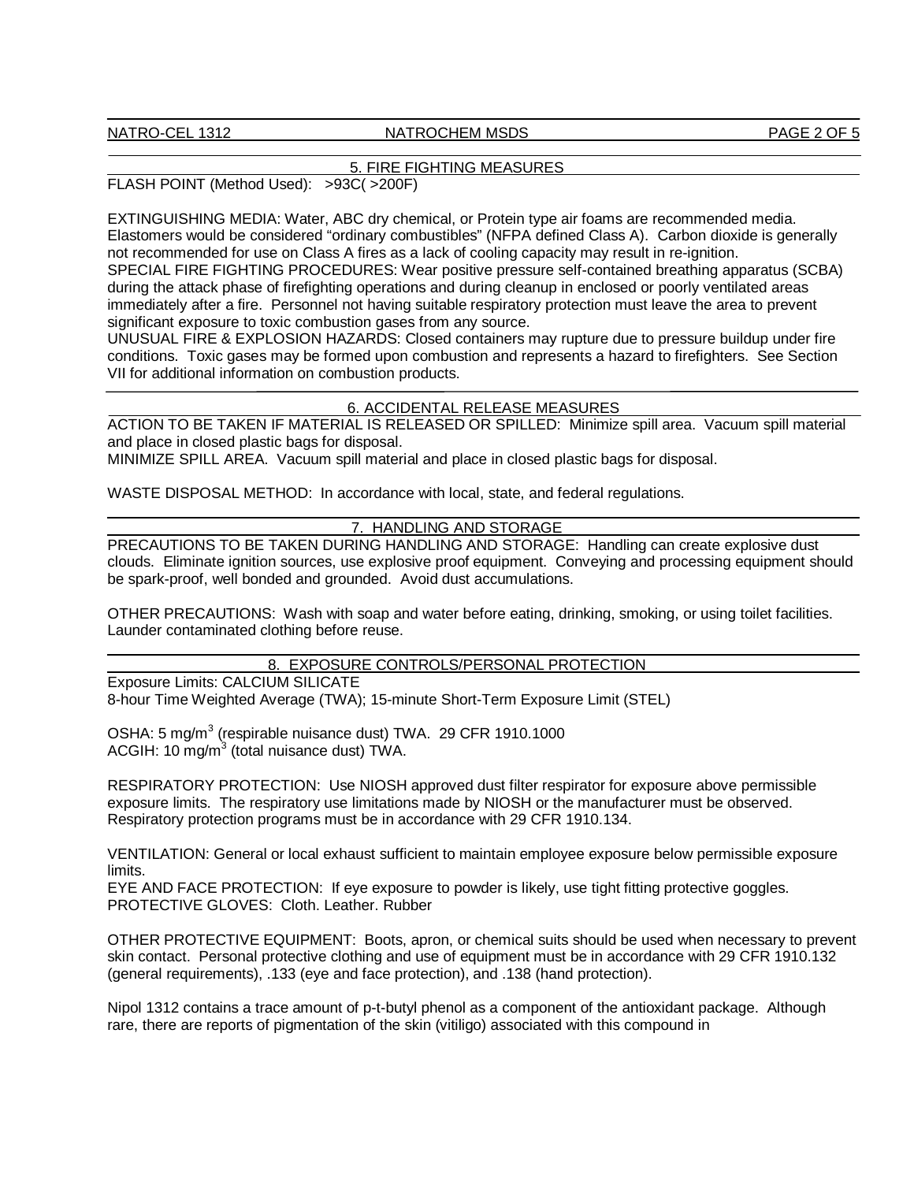## 5. FIRE FIGHTING MEASURES

FLASH POINT (Method Used): >93C( >200F)

EXTINGUISHING MEDIA: Water, ABC dry chemical, or Protein type air foams are recommended media. Elastomers would be considered "ordinary combustibles" (NFPA defined Class A). Carbon dioxide is generally not recommended for use on Class A fires as a lack of cooling capacity may result in re-ignition.
SPECIAL FIRE FIGHTING PROCEDURES: Wear positive pressure self-contained breathing apparatus (SCBA) during the attack phase of firefighting operations and during cleanup in enclosed or poorly ventilated areas immediately after a fire. Personnel not having suitable respiratory protection must leave the area to prevent significant exposure to toxic combustion gases from any source.
UNUSUAL FIRE & EXPLOSION HAZARDS: Closed containers may rupture due to pressure buildup under fire conditions. Toxic gases may be formed upon combustion and represents a hazard to firefighters. See Section VII for additional information on combustion products.

## 6. ACCIDENTAL RELEASE MEASURES

ACTION TO BE TAKEN IF MATERIAL IS RELEASED OR SPILLED: Minimize spill area. Vacuum spill material and place in closed plastic bags for disposal.
MINIMIZE SPILL AREA. Vacuum spill material and place in closed plastic bags for disposal.

WASTE DISPOSAL METHOD: In accordance with local, state, and federal regulations.

## 7. HANDLING AND STORAGE

PRECAUTIONS TO BE TAKEN DURING HANDLING AND STORAGE: Handling can create explosive dust clouds. Eliminate ignition sources, use explosive proof equipment. Conveying and processing equipment should be spark-proof, well bonded and grounded. Avoid dust accumulations.

OTHER PRECAUTIONS: Wash with soap and water before eating, drinking, smoking, or using toilet facilities. Launder contaminated clothing before reuse.

## 8. EXPOSURE CONTROLS/PERSONAL PROTECTION

Exposure Limits: CALCIUM SILICATE
8-hour Time Weighted Average (TWA); 15-minute Short-Term Exposure Limit (STEL)

OSHA: 5 $mg/m^3$ (respirable nuisance dust) TWA. 29 CFR 1910.1000
ACGIH: 10 $mg/m^3$ (total nuisance dust) TWA.

RESPIRATORY PROTECTION: Use NIOSH approved dust filter respirator for exposure above permissible exposure limits. The respiratory use limitations made by NIOSH or the manufacturer must be observed. Respiratory protection programs must be in accordance with 29 CFR 1910.134.

VENTILATION: General or local exhaust sufficient to maintain employee exposure below permissible exposure limits.
EYE AND FACE PROTECTION: If eye exposure to powder is likely, use tight fitting protective goggles.
PROTECTIVE GLOVES: Cloth. Leather. Rubber

OTHER PROTECTIVE EQUIPMENT: Boots, apron, or chemical suits should be used when necessary to prevent skin contact. Personal protective clothing and use of equipment must be in accordance with 29 CFR 1910.132 (general requirements), .133 (eye and face protection), and .138 (hand protection).

Nipol 1312 contains a trace amount of p-t-butyl phenol as a component of the antioxidant package. Although rare, there are reports of pigmentation of the skin (vitiligo) associated with this compound in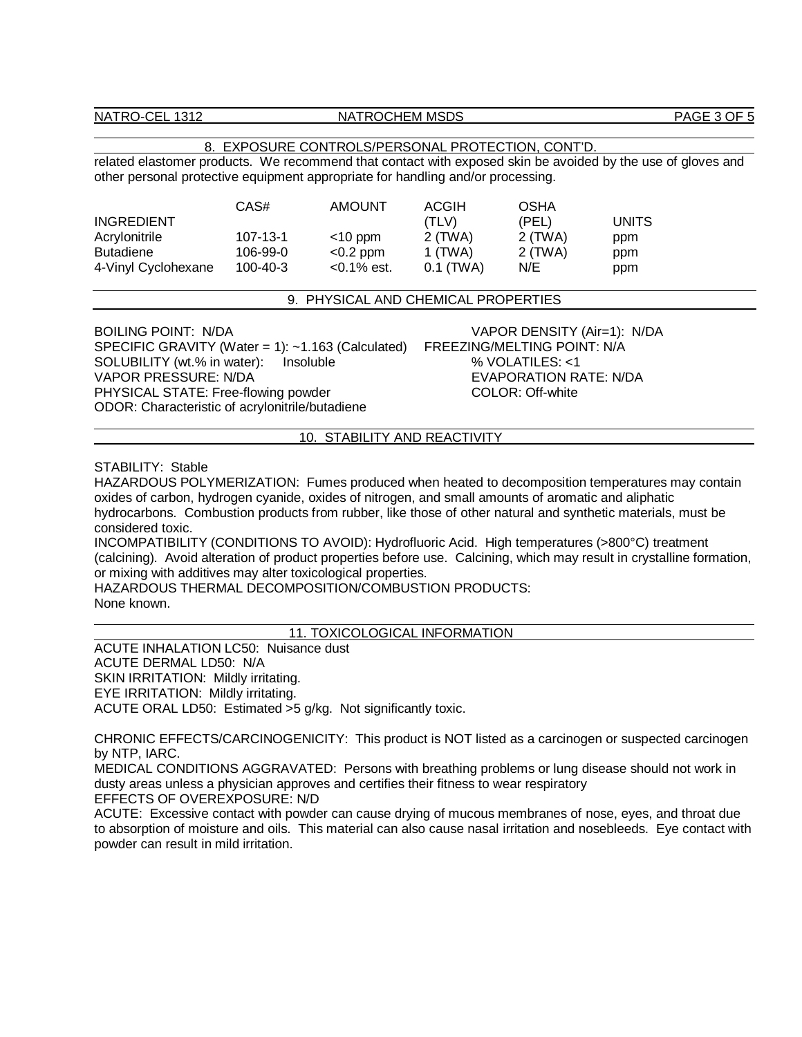## 8. EXPOSURE CONTROLS/PERSONAL PROTECTION, CONT'D.

related elastomer products. We recommend that contact with exposed skin be avoided by the use of gloves and other personal protective equipment appropriate for handling and/or processing.

| INGREDIENT | CAS# | AMOUNT | ACGIH (TLV) | OSHA (PEL) | UNITS |
|---|---|---|---|---|---|
| Acrylonitrile | 107-13-1 | <10 ppm | 2 (TWA) | 2 (TWA) | ppm |
| Butadiene | 106-99-0 | <0.2 ppm | 1 (TWA) | 2 (TWA) | ppm |
| 4-Vinyl Cyclohexane | 100-40-3 | <0.1% est. | 0.1 (TWA) | N/E | ppm |

## 9. PHYSICAL AND CHEMICAL PROPERTIES

BOILING POINT: N/DA
SPECIFIC GRAVITY (Water = 1): ~1.163 (Calculated)
SOLUBILITY (wt.% in water): Insoluble
VAPOR PRESSURE: N/DA
PHYSICAL STATE: Free-flowing powder
ODOR: Characteristic of acrylonitrile/butadiene
VAPOR DENSITY (Air=1): N/DA
FREEZING/MELTING POINT: N/A
% VOLATILES: <1
EVAPORATION RATE: N/DA
COLOR: Off-white

## 10. STABILITY AND REACTIVITY

STABILITY: Stable
HAZARDOUS POLYMERIZATION: Fumes produced when heated to decomposition temperatures may contain oxides of carbon, hydrogen cyanide, oxides of nitrogen, and small amounts of aromatic and aliphatic hydrocarbons. Combustion products from rubber, like those of other natural and synthetic materials, must be considered toxic.
INCOMPATIBILITY (CONDITIONS TO AVOID): Hydrofluoric Acid. High temperatures (>800°C) treatment (calcining). Avoid alteration of product properties before use. Calcining, which may result in crystalline formation, or mixing with additives may alter toxicological properties.
HAZARDOUS THERMAL DECOMPOSITION/COMBUSTION PRODUCTS:
None known.

## 11. TOXICOLOGICAL INFORMATION

ACUTE INHALATION LC50: Nuisance dust
ACUTE DERMAL LD50: N/A
SKIN IRRITATION: Mildly irritating.
EYE IRRITATION: Mildly irritating.
ACUTE ORAL LD50: Estimated >5 g/kg. Not significantly toxic.

CHRONIC EFFECTS/CARCINOGENICITY: This product is NOT listed as a carcinogen or suspected carcinogen by NTP, IARC.
MEDICAL CONDITIONS AGGRAVATED: Persons with breathing problems or lung disease should not work in dusty areas unless a physician approves and certifies their fitness to wear respiratory
EFFECTS OF OVEREXPOSURE: N/D
ACUTE: Excessive contact with powder can cause drying of mucous membranes of nose, eyes, and throat due to absorption of moisture and oils. This material can also cause nasal irritation and nosebleeds. Eye contact with powder can result in mild irritation.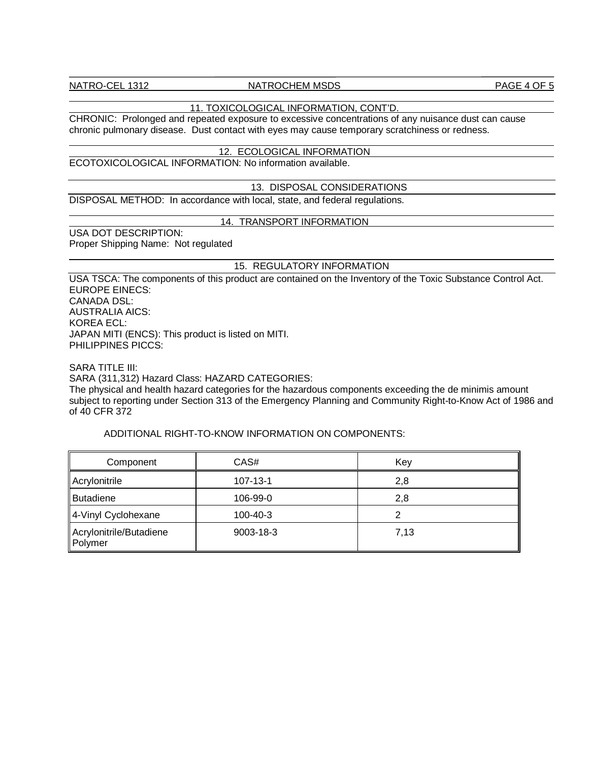## 11. TOXICOLOGICAL INFORMATION, CONT'D.

CHRONIC: Prolonged and repeated exposure to excessive concentrations of any nuisance dust can cause chronic pulmonary disease. Dust contact with eyes may cause temporary scratchiness or redness.

## 12. ECOLOGICAL INFORMATION

ECOTOXICOLOGICAL INFORMATION: No information available.

## 13. DISPOSAL CONSIDERATIONS

DISPOSAL METHOD: In accordance with local, state, and federal regulations.

## 14. TRANSPORT INFORMATION

USA DOT DESCRIPTION:
Proper Shipping Name: Not regulated

## 15. REGULATORY INFORMATION

USA TSCA: The components of this product are contained on the Inventory of the Toxic Substance Control Act.
EUROPE EINECS:
CANADA DSL:
AUSTRALIA AICS:
KOREA ECL:
JAPAN MITI (ENCS): This product is listed on MITI.
PHILIPPINES PICCS:

SARA TITLE III:
SARA (311,312) Hazard Class: HAZARD CATEGORIES:
The physical and health hazard categories for the hazardous components exceeding the de minimis amount subject to reporting under Section 313 of the Emergency Planning and Community Right-to-Know Act of 1986 and of 40 CFR 372

ADDITIONAL RIGHT-TO-KNOW INFORMATION ON COMPONENTS:

| Component | CAS# | Key |
|---|---|---|
| Acrylonitrile | 107-13-1 | 2,8 |
| Butadiene | 106-99-0 | 2,8 |
| 4-Vinyl Cyclohexane | 100-40-3 | 2 |
| Acrylonitrile/Butadiene Polymer | 9003-18-3 | 7,13 |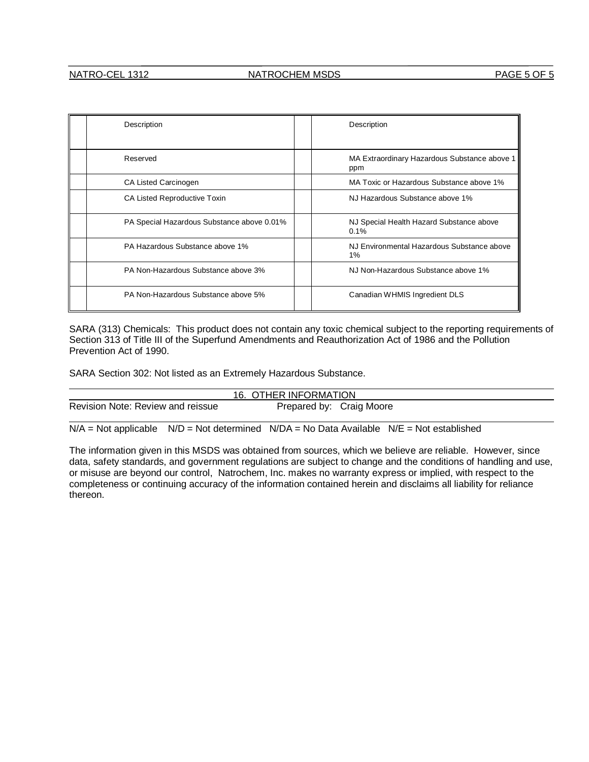| | Description | | Description |
|---|---|---|---|
| | Reserved | | MA Extraordinary Hazardous Substance above 1 ppm |
| | CA Listed Carcinogen | | MA Toxic or Hazardous Substance above 1% |
| | CA Listed Reproductive Toxin | | NJ Hazardous Substance above 1% |
| | PA Special Hazardous Substance above 0.01% | | NJ Special Health Hazard Substance above 0.1% |
| | PA Hazardous Substance above 1% | | NJ Environmental Hazardous Substance above 1% |
| | PA Non-Hazardous Substance above 3% | | NJ Non-Hazardous Substance above 1% |
| | PA Non-Hazardous Substance above 5% | | Canadian WHMIS Ingredient DLS |

SARA (313) Chemicals: This product does not contain any toxic chemical subject to the reporting requirements of Section 313 of Title III of the Superfund Amendments and Reauthorization Act of 1986 and the Pollution Prevention Act of 1990.

SARA Section 302: Not listed as an Extremely Hazardous Substance.

## 16. OTHER INFORMATION

Revision Note: Review and reissue    Prepared by: Craig Moore

N/A = Not applicable   N/D = Not determined   N/DA = No Data Available   N/E = Not established

The information given in this MSDS was obtained from sources, which we believe are reliable. However, since data, safety standards, and government regulations are subject to change and the conditions of handling and use, or misuse are beyond our control, Natrochem, Inc. makes no warranty express or implied, with respect to the completeness or continuing accuracy of the information contained herein and disclaims all liability for reliance thereon.